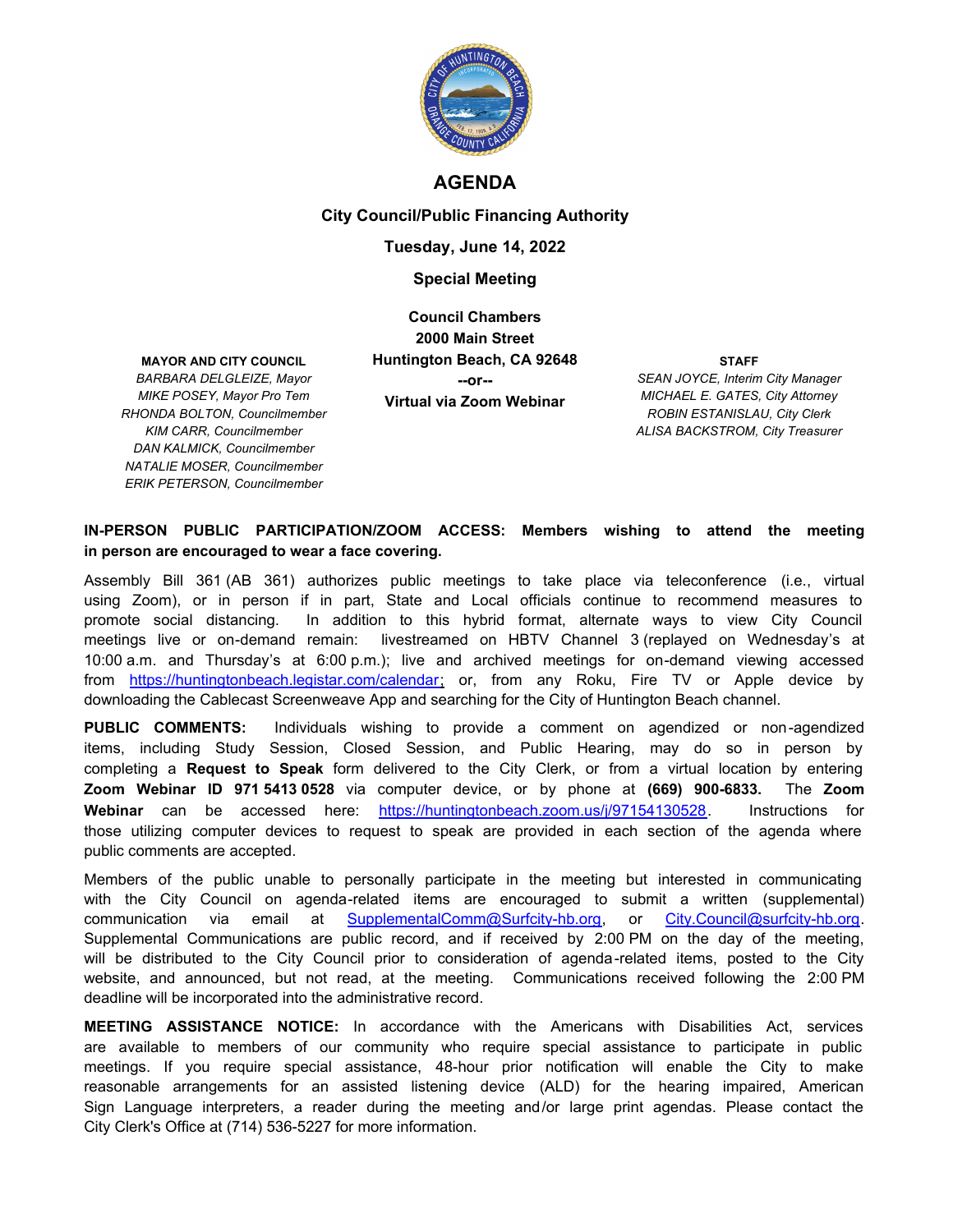# AGENDA

## City Council/Public Financing Authority

**Tuesday, June 14, 2022**

**Special Meeting**

**Council Chambers**
**2000 Main Street**
**Huntington Beach, CA 92648**
**--or--**
**Virtual via Zoom Webinar**

**MAYOR AND CITY COUNCIL**

*BARBARA DELGLEIZE, Mayor*
*MIKE POSEY, Mayor Pro Tem*
*RHONDA BOLTON, Councilmember*
*KIM CARR, Councilmember*
*DAN KALMICK, Councilmember*
*NATALIE MOSER, Councilmember*
*ERIK PETERSON, Councilmember*

**STAFF**

*SEAN JOYCE, Interim City Manager*
*MICHAEL E. GATES, City Attorney*
*ROBIN ESTANISLAU, City Clerk*
*ALISA BACKSTROM, City Treasurer*

**IN-PERSON PUBLIC PARTICIPATION/ZOOM ACCESS: Members wishing to attend the meeting in person are encouraged to wear a face covering.**

Assembly Bill 361 (AB 361) authorizes public meetings to take place via teleconference (i.e., virtual using Zoom), or in person if in part, State and Local officials continue to recommend measures to promote social distancing. In addition to this hybrid format, alternate ways to view City Council meetings live or on-demand remain: livestreamed on HBTV Channel 3 (replayed on Wednesday's at 10:00 a.m. and Thursday's at 6:00 p.m.); live and archived meetings for on-demand viewing accessed from https://huntingtonbeach.legistar.com/calendar; or, from any Roku, Fire TV or Apple device by downloading the Cablecast Screenweave App and searching for the City of Huntington Beach channel.

**PUBLIC COMMENTS:** Individuals wishing to provide a comment on agendized or non-agendized items, including Study Session, Closed Session, and Public Hearing, may do so in person by completing a **Request to Speak** form delivered to the City Clerk, or from a virtual location by entering **Zoom Webinar ID 971 5413 0528** via computer device, or by phone at **(669) 900-6833.** The **Zoom Webinar** can be accessed here: https://huntingtonbeach.zoom.us/j/97154130528. Instructions for those utilizing computer devices to request to speak are provided in each section of the agenda where public comments are accepted.

Members of the public unable to personally participate in the meeting but interested in communicating with the City Council on agenda-related items are encouraged to submit a written (supplemental) communication via email at SupplementalComm@Surfcity-hb.org, or City.Council@surfcity-hb.org. Supplemental Communications are public record, and if received by 2:00 PM on the day of the meeting, will be distributed to the City Council prior to consideration of agenda-related items, posted to the City website, and announced, but not read, at the meeting. Communications received following the 2:00 PM deadline will be incorporated into the administrative record.

**MEETING ASSISTANCE NOTICE:** In accordance with the Americans with Disabilities Act, services are available to members of our community who require special assistance to participate in public meetings. If you require special assistance, 48-hour prior notification will enable the City to make reasonable arrangements for an assisted listening device (ALD) for the hearing impaired, American Sign Language interpreters, a reader during the meeting and/or large print agendas. Please contact the City Clerk's Office at (714) 536-5227 for more information.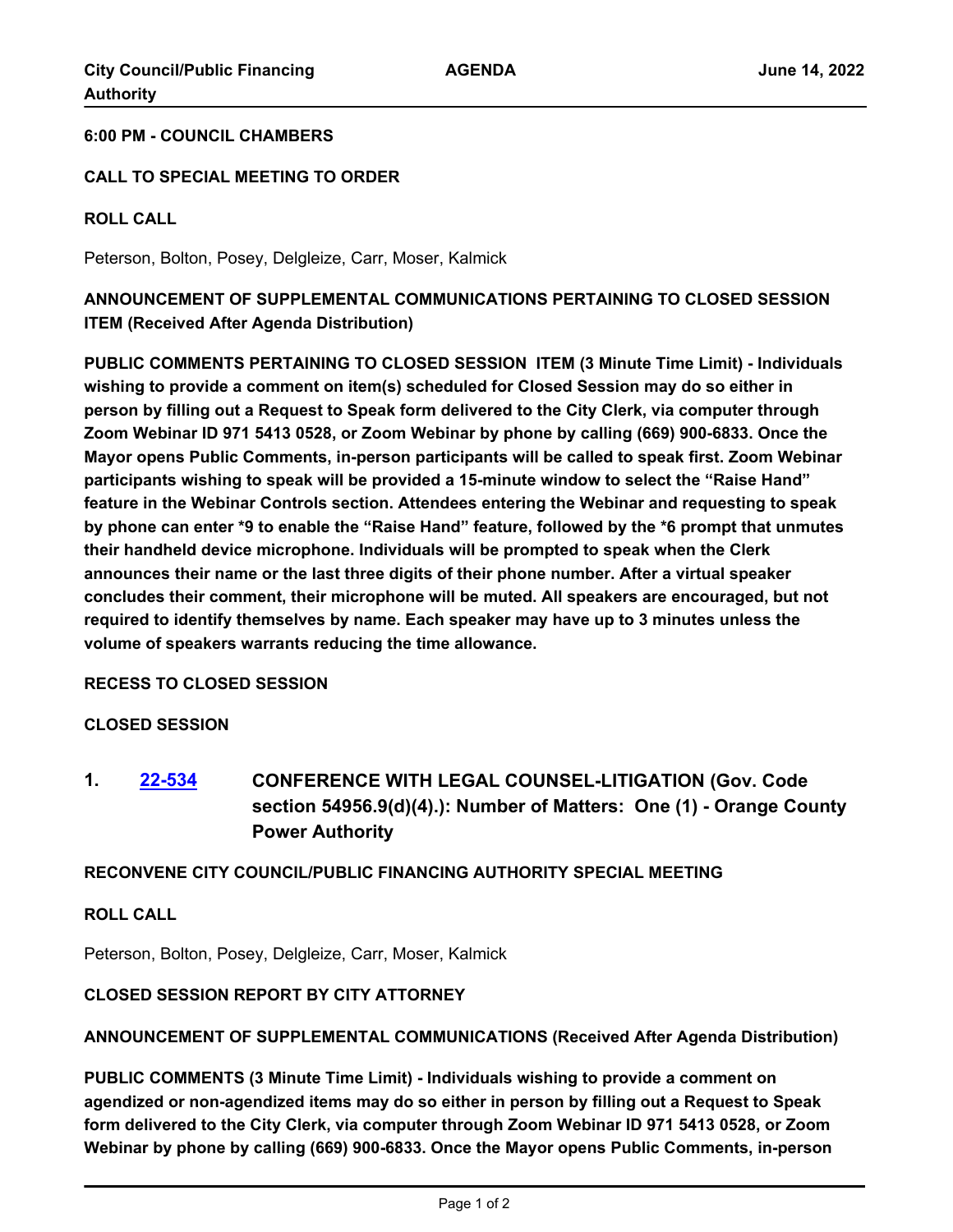**6:00 PM - COUNCIL CHAMBERS**

**CALL TO SPECIAL MEETING TO ORDER**

**ROLL CALL**

Peterson, Bolton, Posey, Delgleize, Carr, Moser, Kalmick

**ANNOUNCEMENT OF SUPPLEMENTAL COMMUNICATIONS PERTAINING TO CLOSED SESSION ITEM (Received After Agenda Distribution)**

**PUBLIC COMMENTS PERTAINING TO CLOSED SESSION ITEM (3 Minute Time Limit) - Individuals wishing to provide a comment on item(s) scheduled for Closed Session may do so either in person by filling out a Request to Speak form delivered to the City Clerk, via computer through Zoom Webinar ID 971 5413 0528, or Zoom Webinar by phone by calling (669) 900-6833. Once the Mayor opens Public Comments, in-person participants will be called to speak first. Zoom Webinar participants wishing to speak will be provided a 15-minute window to select the "Raise Hand" feature in the Webinar Controls section. Attendees entering the Webinar and requesting to speak by phone can enter *9 to enable the "Raise Hand" feature, followed by the *6 prompt that unmutes their handheld device microphone. Individuals will be prompted to speak when the Clerk announces their name or the last three digits of their phone number. After a virtual speaker concludes their comment, their microphone will be muted. All speakers are encouraged, but not required to identify themselves by name. Each speaker may have up to 3 minutes unless the volume of speakers warrants reducing the time allowance.**

**RECESS TO CLOSED SESSION**

**CLOSED SESSION**

## 1. 22-534 CONFERENCE WITH LEGAL COUNSEL-LITIGATION (Gov. Code section 54956.9(d)(4).): Number of Matters: One (1) - Orange County Power Authority

**RECONVENE CITY COUNCIL/PUBLIC FINANCING AUTHORITY SPECIAL MEETING**

**ROLL CALL**

Peterson, Bolton, Posey, Delgleize, Carr, Moser, Kalmick

**CLOSED SESSION REPORT BY CITY ATTORNEY**

**ANNOUNCEMENT OF SUPPLEMENTAL COMMUNICATIONS (Received After Agenda Distribution)**

**PUBLIC COMMENTS (3 Minute Time Limit) - Individuals wishing to provide a comment on agendized or non-agendized items may do so either in person by filling out a Request to Speak form delivered to the City Clerk, via computer through Zoom Webinar ID 971 5413 0528, or Zoom Webinar by phone by calling (669) 900-6833. Once the Mayor opens Public Comments, in-person**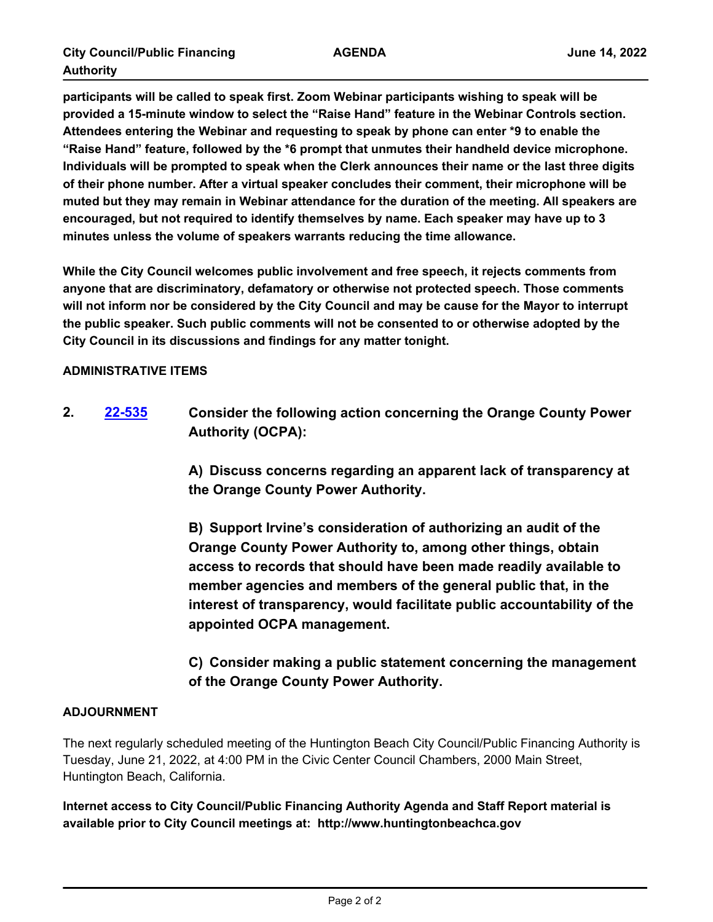**participants will be called to speak first. Zoom Webinar participants wishing to speak will be provided a 15-minute window to select the "Raise Hand" feature in the Webinar Controls section. Attendees entering the Webinar and requesting to speak by phone can enter *9 to enable the "Raise Hand" feature, followed by the *6 prompt that unmutes their handheld device microphone. Individuals will be prompted to speak when the Clerk announces their name or the last three digits of their phone number. After a virtual speaker concludes their comment, their microphone will be muted but they may remain in Webinar attendance for the duration of the meeting. All speakers are encouraged, but not required to identify themselves by name. Each speaker may have up to 3 minutes unless the volume of speakers warrants reducing the time allowance.**

**While the City Council welcomes public involvement and free speech, it rejects comments from anyone that are discriminatory, defamatory or otherwise not protected speech. Those comments will not inform nor be considered by the City Council and may be cause for the Mayor to interrupt the public speaker. Such public comments will not be consented to or otherwise adopted by the City Council in its discussions and findings for any matter tonight.**

**ADMINISTRATIVE ITEMS**

**2. [22-535]** **Consider the following action concerning the Orange County Power Authority (OCPA):**

**A) Discuss concerns regarding an apparent lack of transparency at the Orange County Power Authority.**

**B) Support Irvine's consideration of authorizing an audit of the Orange County Power Authority to, among other things, obtain access to records that should have been made readily available to member agencies and members of the general public that, in the interest of transparency, would facilitate public accountability of the appointed OCPA management.**

**C) Consider making a public statement concerning the management of the Orange County Power Authority.**

**ADJOURNMENT**

The next regularly scheduled meeting of the Huntington Beach City Council/Public Financing Authority is Tuesday, June 21, 2022, at 4:00 PM in the Civic Center Council Chambers, 2000 Main Street, Huntington Beach, California.

**Internet access to City Council/Public Financing Authority Agenda and Staff Report material is available prior to City Council meetings at: http://www.huntingtonbeachca.gov**